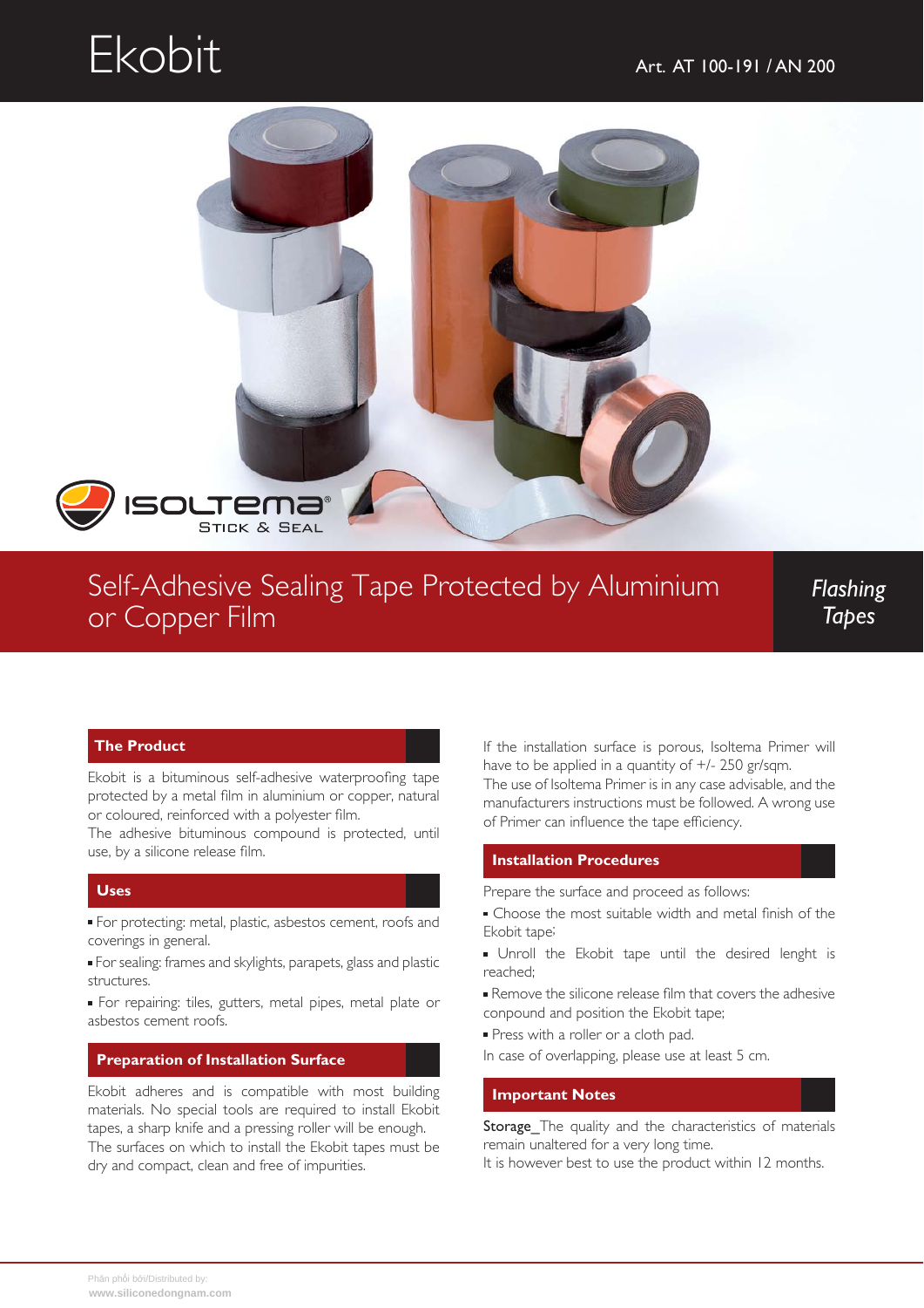# Ekobit

Art. AT 100-191 / AN 200

ISOLTEMA®
STICK & SEAL

## Self-Adhesive Sealing Tape Protected by Aluminium or Copper Film

*Flashing Tapes*

### The Product

Ekobit is a bituminous self-adhesive waterproofing tape protected by a metal film in aluminium or copper, natural or coloured, reinforced with a polyester film.
The adhesive bituminous compound is protected, until use, by a silicone release film.

### Uses

- For protecting: metal, plastic, asbestos cement, roofs and coverings in general.
- For sealing: frames and skylights, parapets, glass and plastic structures.
- For repairing: tiles, gutters, metal pipes, metal plate or asbestos cement roofs.

### Preparation of Installation Surface

Ekobit adheres and is compatible with most building materials. No special tools are required to install Ekobit tapes, a sharp knife and a pressing roller will be enough.
The surfaces on which to install the Ekobit tapes must be dry and compact, clean and free of impurities.

If the installation surface is porous, Isoltema Primer will have to be applied in a quantity of +/- 250 gr/sqm.
The use of Isoltema Primer is in any case advisable, and the manufacturers instructions must be followed. A wrong use of Primer can influence the tape efficiency.

### Installation Procedures

Prepare the surface and proceed as follows:

- Choose the most suitable width and metal finish of the Ekobit tape;
- Unroll the Ekobit tape until the desired lenght is reached;
- Remove the silicone release film that covers the adhesive conpound and position the Ekobit tape;
- Press with a roller or a cloth pad.

In case of overlapping, please use at least 5 cm.

### Important Notes

Storage_The quality and the characteristics of materials remain unaltered for a very long time.
It is however best to use the product within 12 months.

Phân phối bởi/Distributed by:
www.siliconedongnam.com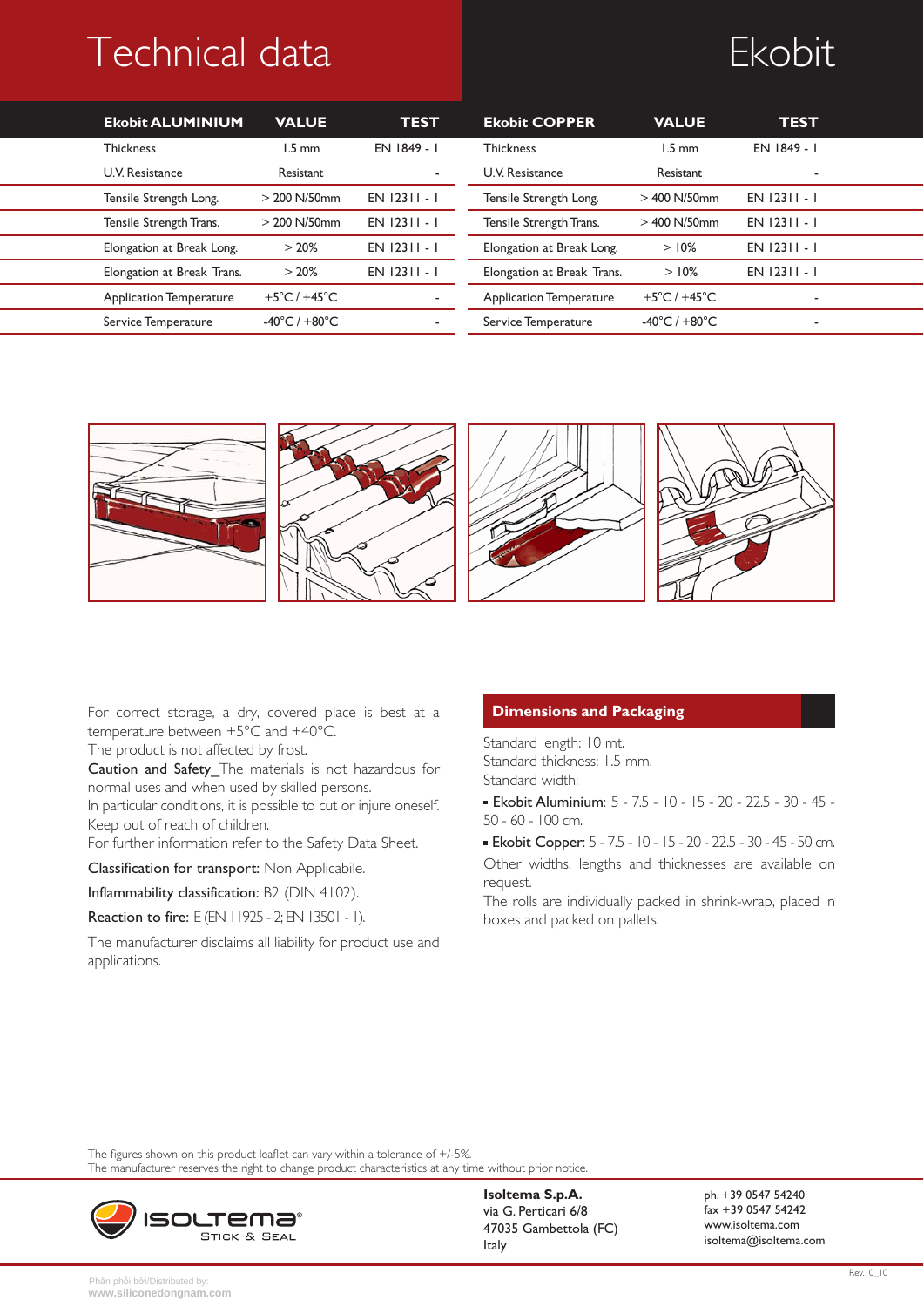# Technical data

## Ekobit

| Ekobit ALUMINIUM | VALUE | TEST |
|---|---|---|
| Thickness | 1.5 mm | EN 1849 - 1 |
| U.V. Resistance | Resistant | - |
| Tensile Strength Long. | > 200 N/50mm | EN 12311 - 1 |
| Tensile Strength Trans. | > 200 N/50mm | EN 12311 - 1 |
| Elongation at Break Long. | > 20% | EN 12311 - 1 |
| Elongation at Break Trans. | > 20% | EN 12311 - 1 |
| Application Temperature | +5°C / +45°C | - |
| Service Temperature | -40°C / +80°C | - |

| Ekobit COPPER | VALUE | TEST |
|---|---|---|
| Thickness | 1.5 mm | EN 1849 - 1 |
| U.V. Resistance | Resistant | - |
| Tensile Strength Long. | > 400 N/50mm | EN 12311 - 1 |
| Tensile Strength Trans. | > 400 N/50mm | EN 12311 - 1 |
| Elongation at Break Long. | > 10% | EN 12311 - 1 |
| Elongation at Break Trans. | > 10% | EN 12311 - 1 |
| Application Temperature | +5°C / +45°C | - |
| Service Temperature | -40°C / +80°C | - |

For correct storage, a dry, covered place is best at a temperature between +5°C and +40°C.
The product is not affected by frost.
Caution and Safety_The materials is not hazardous for normal uses and when used by skilled persons.
In particular conditions, it is possible to cut or injure oneself.
Keep out of reach of children.
For further information refer to the Safety Data Sheet.

Classification for transport: Non Applicabile.

Inflammability classification: B2 (DIN 4102).

Reaction to fire: E (EN 11925 - 2; EN 13501 - 1).

The manufacturer disclaims all liability for product use and applications.

## Dimensions and Packaging

Standard length: 10 mt.
Standard thickness: 1.5 mm.
Standard width:

- Ekobit Aluminium: 5 - 7.5 - 10 - 15 - 20 - 22.5 - 30 - 45 - 50 - 60 - 100 cm.
- Ekobit Copper: 5 - 7.5 - 10 - 15 - 20 - 22.5 - 30 - 45 - 50 cm.

Other widths, lengths and thicknesses are available on request.
The rolls are individually packed in shrink-wrap, placed in boxes and packed on pallets.

The figures shown on this product leaflet can vary within a tolerance of +/-5%.
The manufacturer reserves the right to change product characteristics at any time without prior notice.

ISOLTEMA® Stick & Seal

**Isoltema S.p.A.**
via G. Perticari 6/8
47035 Gambettola (FC)
Italy

ph. +39 0547 54240
fax +39 0547 54242
www.isoltema.com
isoltema@isoltema.com

Rev.10_10

Phân phối bởi/Distributed by:
www.siliconedongnam.com